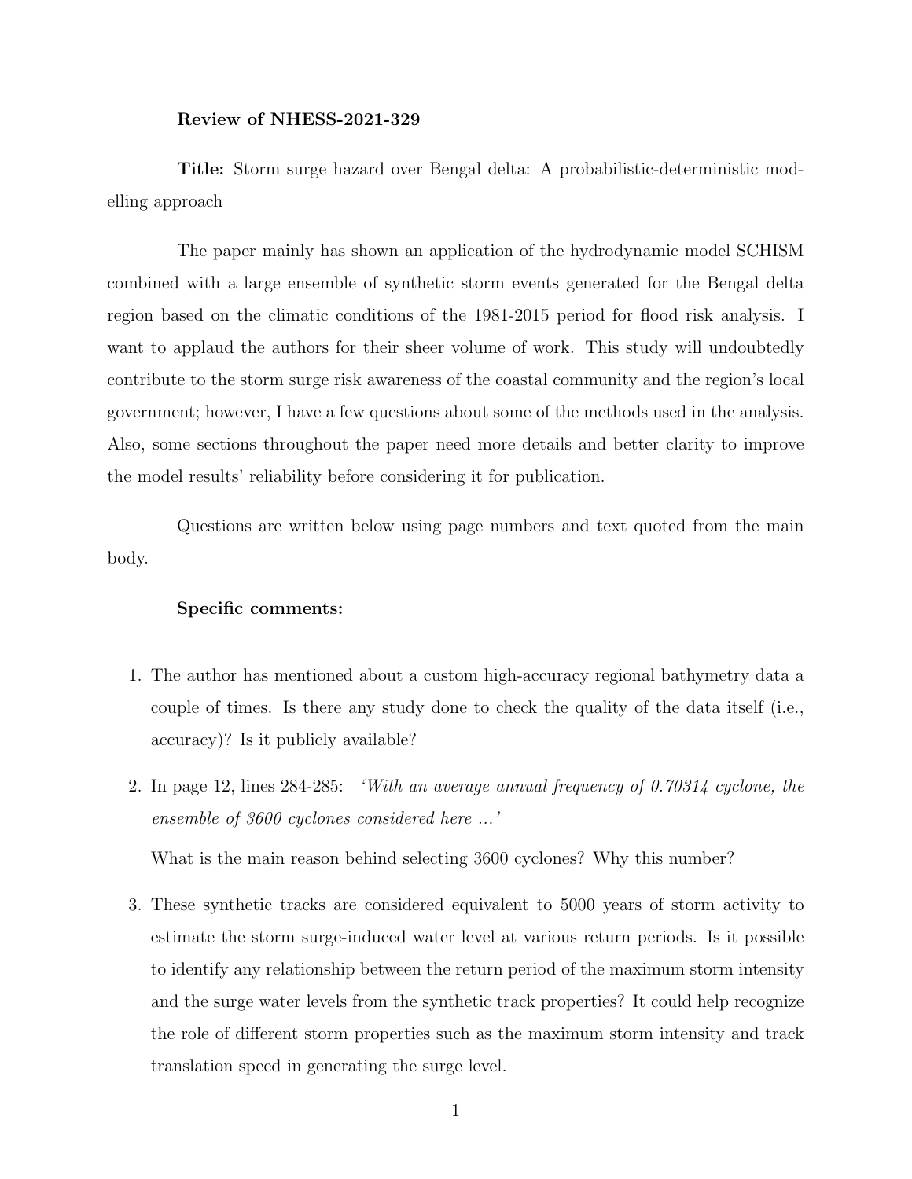**Review of NHESS-2021-329**

**Title:** Storm surge hazard over Bengal delta: A probabilistic-deterministic modelling approach

The paper mainly has shown an application of the hydrodynamic model SCHISM combined with a large ensemble of synthetic storm events generated for the Bengal delta region based on the climatic conditions of the 1981-2015 period for flood risk analysis. I want to applaud the authors for their sheer volume of work. This study will undoubtedly contribute to the storm surge risk awareness of the coastal community and the region's local government; however, I have a few questions about some of the methods used in the analysis. Also, some sections throughout the paper need more details and better clarity to improve the model results' reliability before considering it for publication.

Questions are written below using page numbers and text quoted from the main body.

**Specific comments:**

1. The author has mentioned about a custom high-accuracy regional bathymetry data a couple of times. Is there any study done to check the quality of the data itself (i.e., accuracy)? Is it publicly available?

2. In page 12, lines 284-285: *'With an average annual frequency of 0.70314 cyclone, the ensemble of 3600 cyclones considered here ...'*

   What is the main reason behind selecting 3600 cyclones? Why this number?

3. These synthetic tracks are considered equivalent to 5000 years of storm activity to estimate the storm surge-induced water level at various return periods. Is it possible to identify any relationship between the return period of the maximum storm intensity and the surge water levels from the synthetic track properties? It could help recognize the role of different storm properties such as the maximum storm intensity and track translation speed in generating the surge level.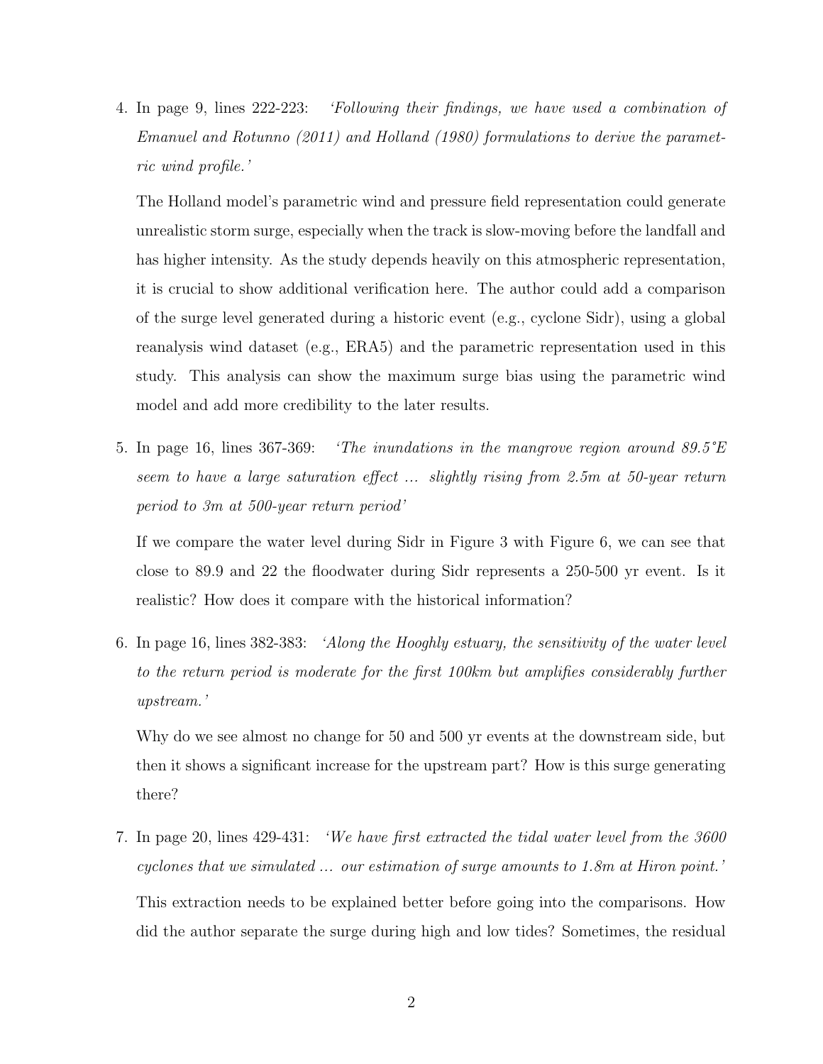4. In page 9, lines 222-223: *'Following their findings, we have used a combination of Emanuel and Rotunno (2011) and Holland (1980) formulations to derive the parametric wind profile.'*

   The Holland model's parametric wind and pressure field representation could generate unrealistic storm surge, especially when the track is slow-moving before the landfall and has higher intensity. As the study depends heavily on this atmospheric representation, it is crucial to show additional verification here. The author could add a comparison of the surge level generated during a historic event (e.g., cyclone Sidr), using a global reanalysis wind dataset (e.g., ERA5) and the parametric representation used in this study. This analysis can show the maximum surge bias using the parametric wind model and add more credibility to the later results.

5. In page 16, lines 367-369: *'The inundations in the mangrove region around 89.5°E seem to have a large saturation effect ... slightly rising from 2.5m at 50-year return period to 3m at 500-year return period'*

   If we compare the water level during Sidr in Figure 3 with Figure 6, we can see that close to 89.9 and 22 the floodwater during Sidr represents a 250-500 yr event. Is it realistic? How does it compare with the historical information?

6. In page 16, lines 382-383: *'Along the Hooghly estuary, the sensitivity of the water level to the return period is moderate for the first 100km but amplifies considerably further upstream.'*

   Why do we see almost no change for 50 and 500 yr events at the downstream side, but then it shows a significant increase for the upstream part? How is this surge generating there?

7. In page 20, lines 429-431: *'We have first extracted the tidal water level from the 3600 cyclones that we simulated ... our estimation of surge amounts to 1.8m at Hiron point.'*

   This extraction needs to be explained better before going into the comparisons. How did the author separate the surge during high and low tides? Sometimes, the residual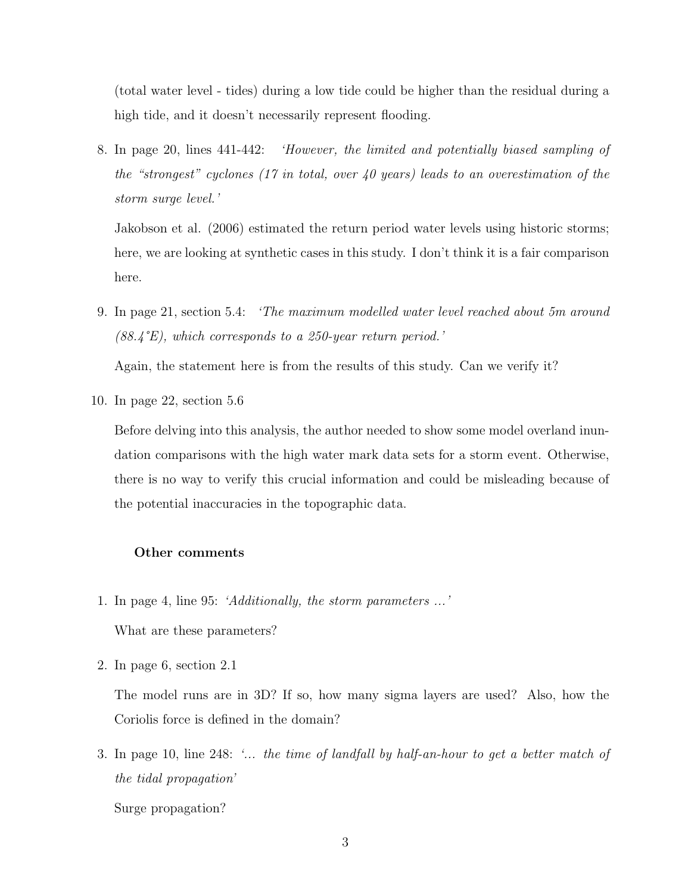(total water level - tides) during a low tide could be higher than the residual during a high tide, and it doesn't necessarily represent flooding.

8. In page 20, lines 441-442: *'However, the limited and potentially biased sampling of the "strongest" cyclones (17 in total, over 40 years) leads to an overestimation of the storm surge level.'*

   Jakobson et al. (2006) estimated the return period water levels using historic storms; here, we are looking at synthetic cases in this study. I don't think it is a fair comparison here.

9. In page 21, section 5.4: *'The maximum modelled water level reached about 5m around (88.4°E), which corresponds to a 250-year return period.'*

   Again, the statement here is from the results of this study. Can we verify it?

10. In page 22, section 5.6

    Before delving into this analysis, the author needed to show some model overland inundation comparisons with the high water mark data sets for a storm event. Otherwise, there is no way to verify this crucial information and could be misleading because of the potential inaccuracies in the topographic data.

**Other comments**

1. In page 4, line 95: *'Additionally, the storm parameters ...'*

   What are these parameters?

2. In page 6, section 2.1

   The model runs are in 3D? If so, how many sigma layers are used? Also, how the Coriolis force is defined in the domain?

3. In page 10, line 248: *'... the time of landfall by half-an-hour to get a better match of the tidal propagation'*

   Surge propagation?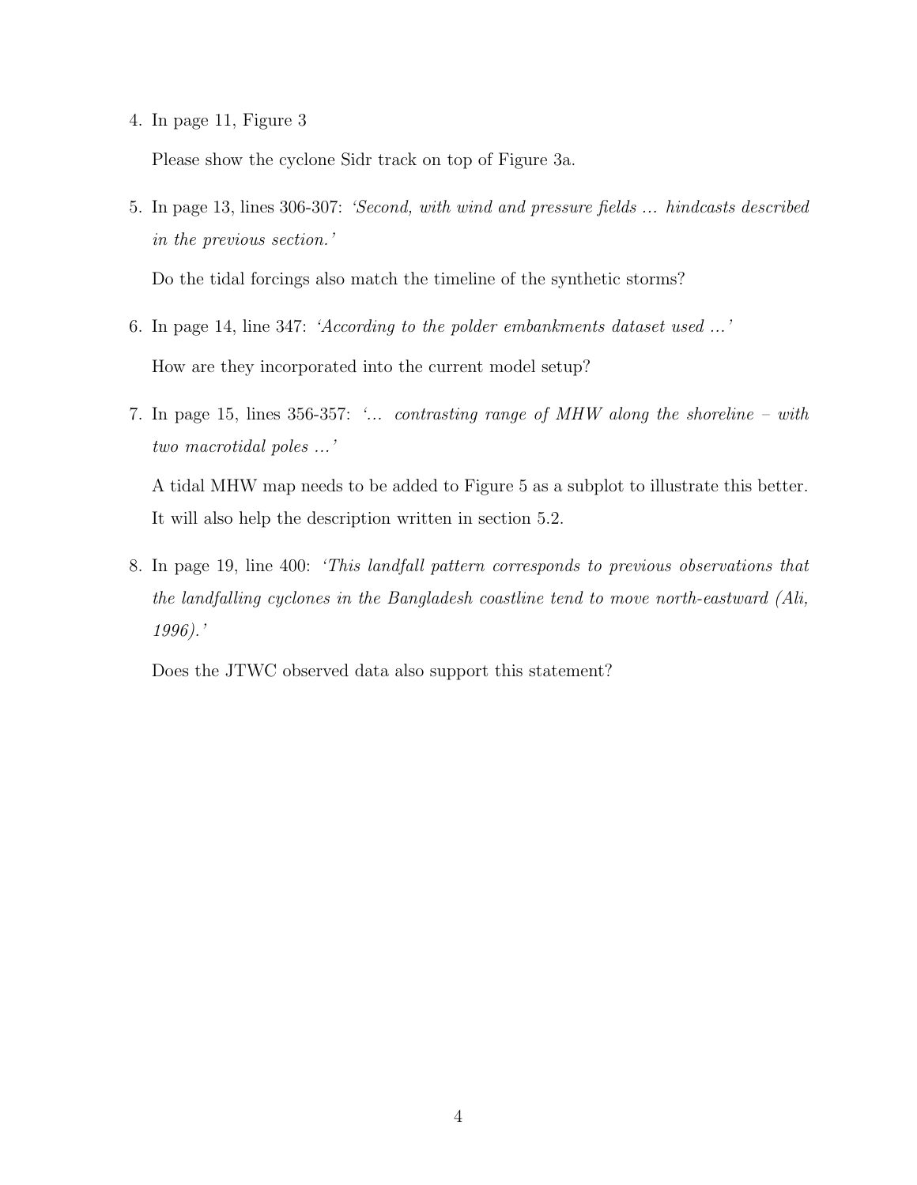4. In page 11, Figure 3

   Please show the cyclone Sidr track on top of Figure 3a.

5. In page 13, lines 306-307: *'Second, with wind and pressure fields ... hindcasts described in the previous section.'*

   Do the tidal forcings also match the timeline of the synthetic storms?

6. In page 14, line 347: *'According to the polder embankments dataset used ...'*

   How are they incorporated into the current model setup?

7. In page 15, lines 356-357: *'... contrasting range of MHW along the shoreline – with two macrotidal poles ...'*

   A tidal MHW map needs to be added to Figure 5 as a subplot to illustrate this better. It will also help the description written in section 5.2.

8. In page 19, line 400: *'This landfall pattern corresponds to previous observations that the landfalling cyclones in the Bangladesh coastline tend to move north-eastward (Ali, 1996).'*

   Does the JTWC observed data also support this statement?